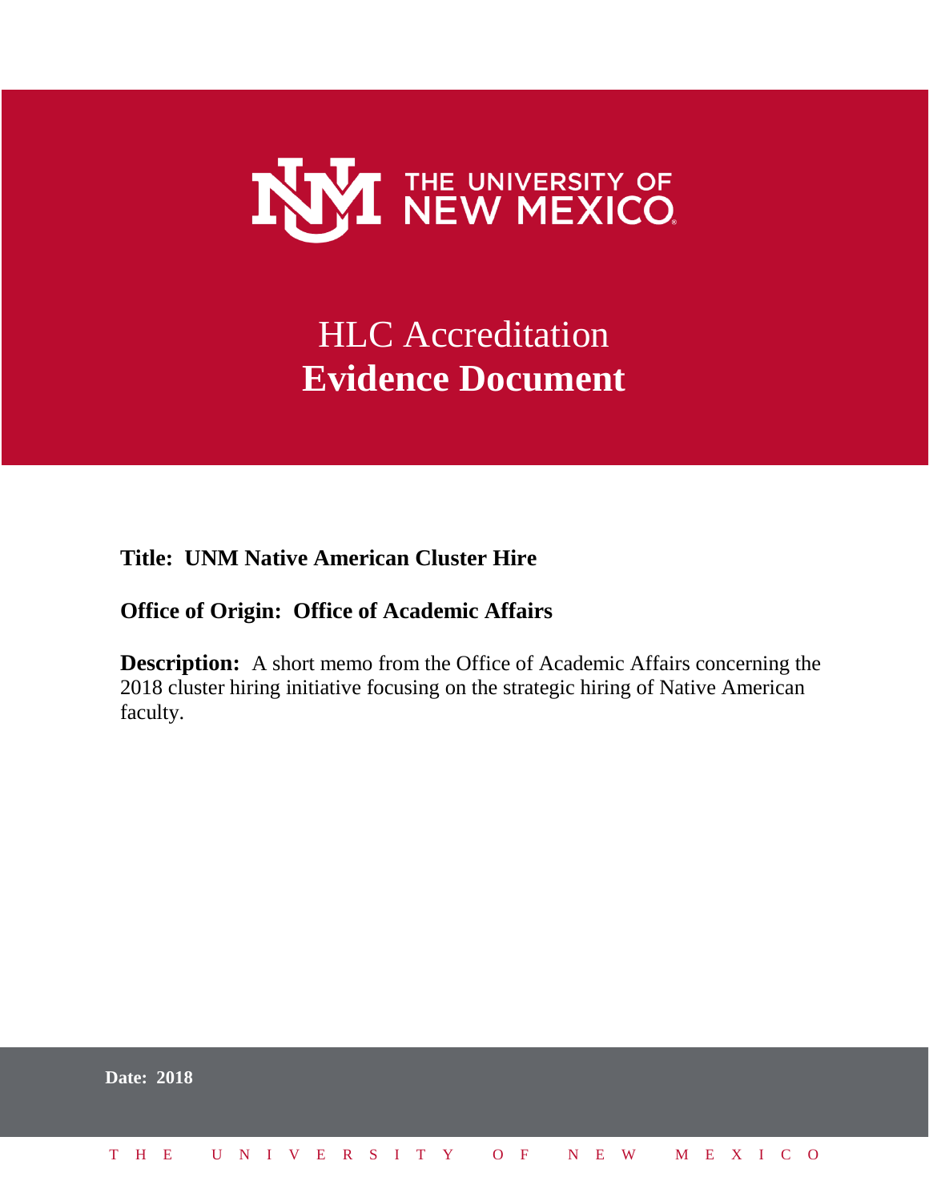THE UNIVERSITY OF NEW MEXICO

# HLC Accreditation
# **Evidence Document**

**Title: UNM Native American Cluster Hire**

**Office of Origin: Office of Academic Affairs**

**Description:** A short memo from the Office of Academic Affairs concerning the 2018 cluster hiring initiative focusing on the strategic hiring of Native American faculty.

**Date: 2018**

THE UNIVERSITY OF NEW MEXICO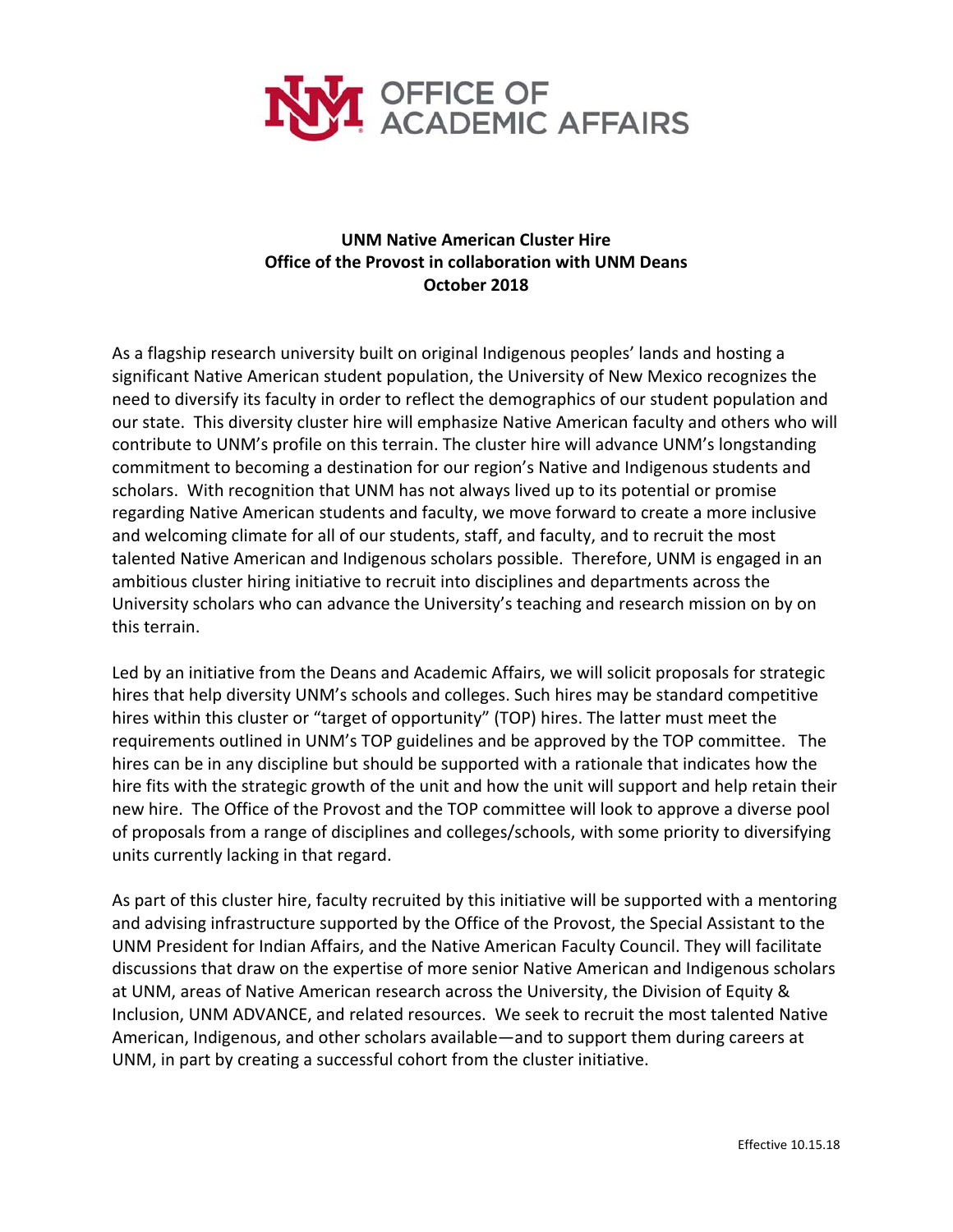# OFFICE OF ACADEMIC AFFAIRS

**UNM Native American Cluster Hire**
**Office of the Provost in collaboration with UNM Deans**
**October 2018**

As a flagship research university built on original Indigenous peoples' lands and hosting a significant Native American student population, the University of New Mexico recognizes the need to diversify its faculty in order to reflect the demographics of our student population and our state. This diversity cluster hire will emphasize Native American faculty and others who will contribute to UNM's profile on this terrain. The cluster hire will advance UNM's longstanding commitment to becoming a destination for our region's Native and Indigenous students and scholars. With recognition that UNM has not always lived up to its potential or promise regarding Native American students and faculty, we move forward to create a more inclusive and welcoming climate for all of our students, staff, and faculty, and to recruit the most talented Native American and Indigenous scholars possible. Therefore, UNM is engaged in an ambitious cluster hiring initiative to recruit into disciplines and departments across the University scholars who can advance the University's teaching and research mission on by on this terrain.

Led by an initiative from the Deans and Academic Affairs, we will solicit proposals for strategic hires that help diversity UNM's schools and colleges. Such hires may be standard competitive hires within this cluster or "target of opportunity" (TOP) hires. The latter must meet the requirements outlined in UNM's TOP guidelines and be approved by the TOP committee. The hires can be in any discipline but should be supported with a rationale that indicates how the hire fits with the strategic growth of the unit and how the unit will support and help retain their new hire. The Office of the Provost and the TOP committee will look to approve a diverse pool of proposals from a range of disciplines and colleges/schools, with some priority to diversifying units currently lacking in that regard.

As part of this cluster hire, faculty recruited by this initiative will be supported with a mentoring and advising infrastructure supported by the Office of the Provost, the Special Assistant to the UNM President for Indian Affairs, and the Native American Faculty Council. They will facilitate discussions that draw on the expertise of more senior Native American and Indigenous scholars at UNM, areas of Native American research across the University, the Division of Equity & Inclusion, UNM ADVANCE, and related resources. We seek to recruit the most talented Native American, Indigenous, and other scholars available—and to support them during careers at UNM, in part by creating a successful cohort from the cluster initiative.

Effective 10.15.18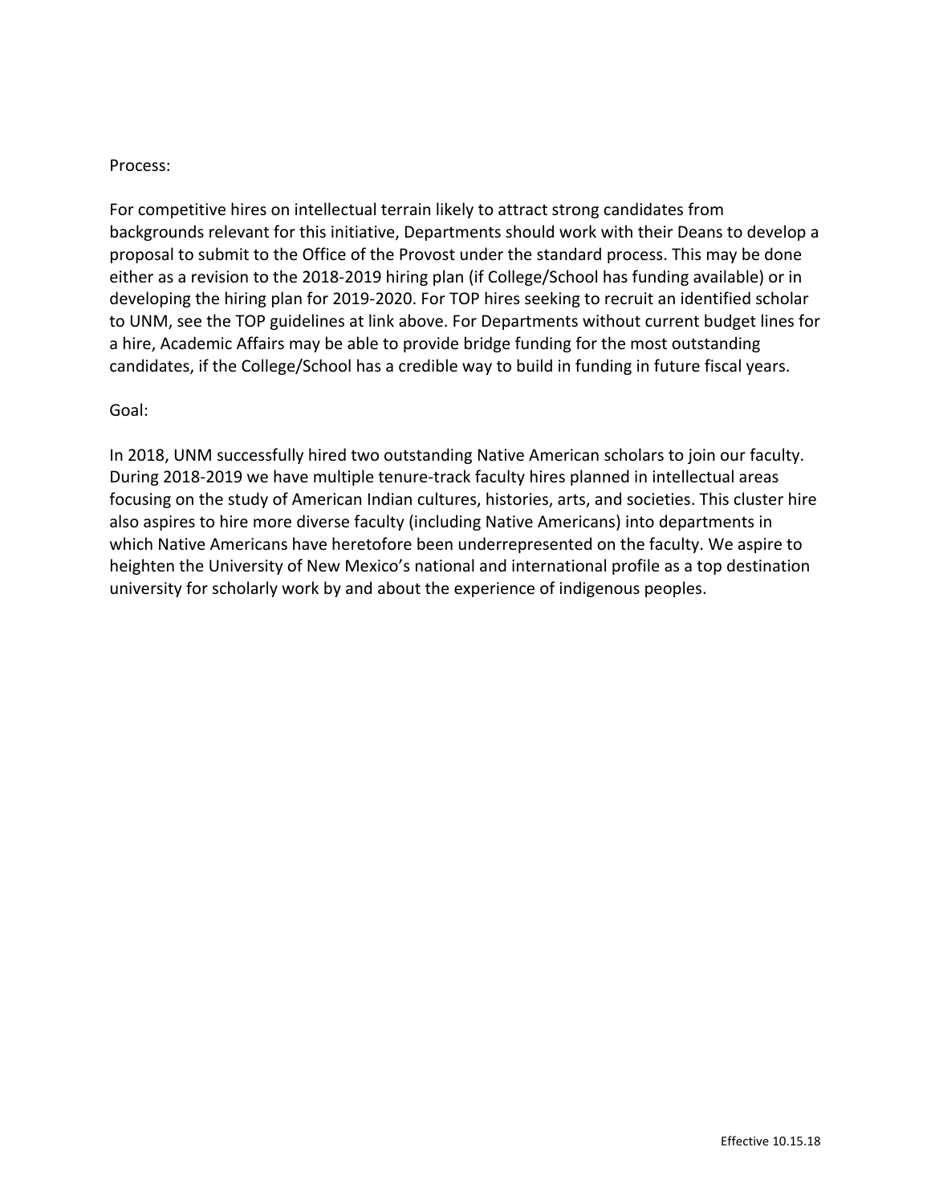Process:

For competitive hires on intellectual terrain likely to attract strong candidates from backgrounds relevant for this initiative, Departments should work with their Deans to develop a proposal to submit to the Office of the Provost under the standard process. This may be done either as a revision to the 2018-2019 hiring plan (if College/School has funding available) or in developing the hiring plan for 2019-2020. For TOP hires seeking to recruit an identified scholar to UNM, see the TOP guidelines at link above. For Departments without current budget lines for a hire, Academic Affairs may be able to provide bridge funding for the most outstanding candidates, if the College/School has a credible way to build in funding in future fiscal years.

Goal:

In 2018, UNM successfully hired two outstanding Native American scholars to join our faculty. During 2018-2019 we have multiple tenure-track faculty hires planned in intellectual areas focusing on the study of American Indian cultures, histories, arts, and societies. This cluster hire also aspires to hire more diverse faculty (including Native Americans) into departments in which Native Americans have heretofore been underrepresented on the faculty. We aspire to heighten the University of New Mexico's national and international profile as a top destination university for scholarly work by and about the experience of indigenous peoples.

Effective 10.15.18